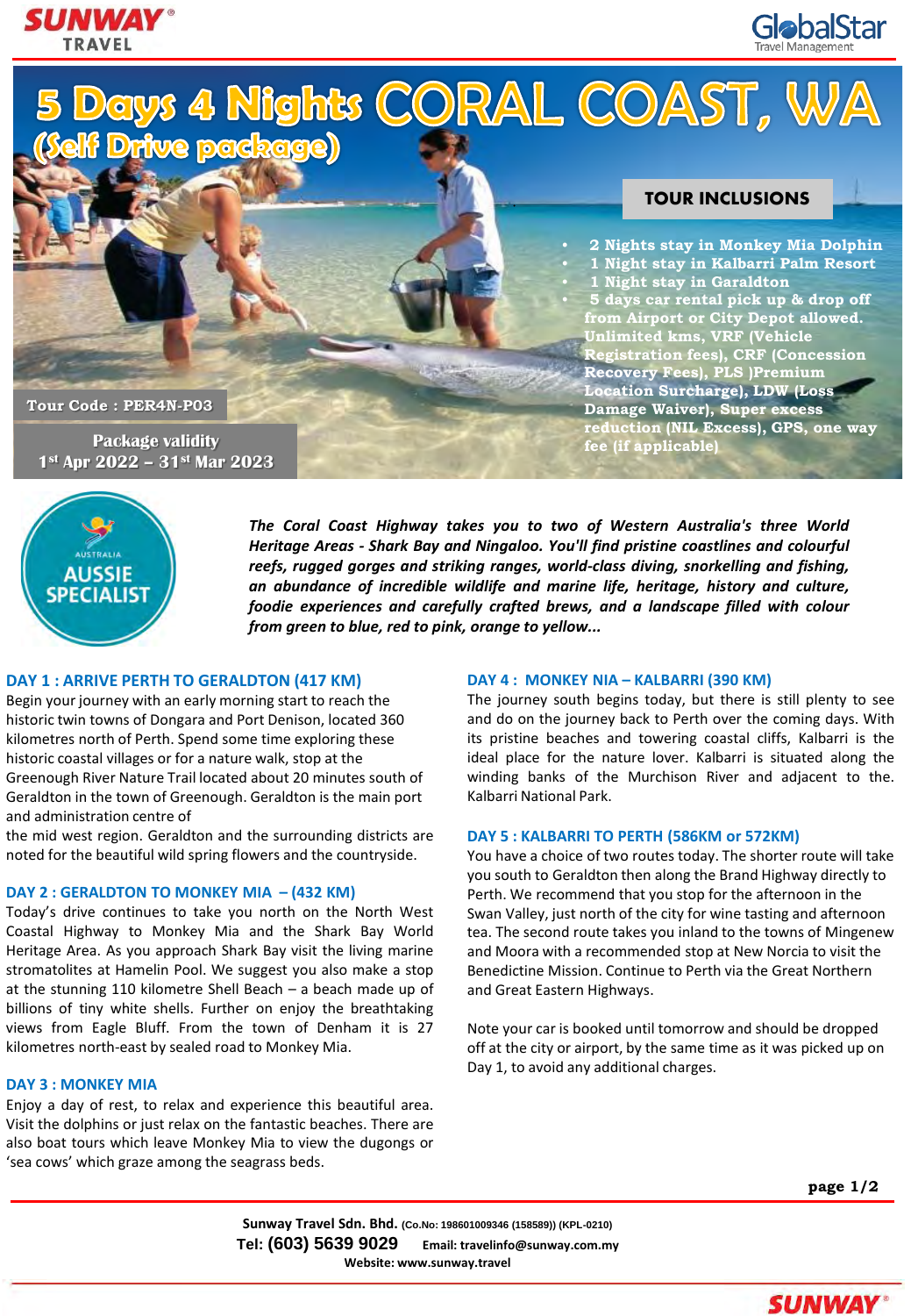# 5 Days 4 Nights CORAL COAST, WA

## (Self Drive package)

Tour Code : PER4N-P03

**Package validity**
**1st Apr 2022 – 31st Mar 2023**

### TOUR INCLUSIONS

- 2 Nights stay in Monkey Mia Dolphin
- 1 Night stay in Kalbarri Palm Resort
- 1 Night stay in Garaldton
- 5 days car rental pick up & drop off from Airport or City Depot allowed. Unlimited kms, VRF (Vehicle Registration fees), CRF (Concession Recovery Fees), PLS )Premium Location Surcharge), LDW (Loss Damage Waiver), Super excess reduction (NIL Excess), GPS, one way fee (if applicable)

AUSTRALIA AUSSIE SPECIALIST

***The Coral Coast Highway takes you to two of Western Australia's three World Heritage Areas - Shark Bay and Ningaloo. You'll find pristine coastlines and colourful reefs, rugged gorges and striking ranges, world-class diving, snorkelling and fishing, an abundance of incredible wildlife and marine life, heritage, history and culture, foodie experiences and carefully crafted brews, and a landscape filled with colour from green to blue, red to pink, orange to yellow...***

### DAY 1 : ARRIVE PERTH TO GERALDTON (417 KM)

Begin your journey with an early morning start to reach the historic twin towns of Dongara and Port Denison, located 360 kilometres north of Perth. Spend some time exploring these historic coastal villages or for a nature walk, stop at the Greenough River Nature Trail located about 20 minutes south of Geraldton in the town of Greenough. Geraldton is the main port and administration centre of
the mid west region. Geraldton and the surrounding districts are noted for the beautiful wild spring flowers and the countryside.

### DAY 2 : GERALDTON TO MONKEY MIA – (432 KM)

Today's drive continues to take you north on the North West Coastal Highway to Monkey Mia and the Shark Bay World Heritage Area. As you approach Shark Bay visit the living marine stromatolites at Hamelin Pool. We suggest you also make a stop at the stunning 110 kilometre Shell Beach – a beach made up of billions of tiny white shells. Further on enjoy the breathtaking views from Eagle Bluff. From the town of Denham it is 27 kilometres north-east by sealed road to Monkey Mia.

### DAY 3 : MONKEY MIA

Enjoy a day of rest, to relax and experience this beautiful area. Visit the dolphins or just relax on the fantastic beaches. There are also boat tours which leave Monkey Mia to view the dugongs or 'sea cows' which graze among the seagrass beds.

### DAY 4 : MONKEY NIA – KALBARRI (390 KM)

The journey south begins today, but there is still plenty to see and do on the journey back to Perth over the coming days. With its pristine beaches and towering coastal cliffs, Kalbarri is the ideal place for the nature lover. Kalbarri is situated along the winding banks of the Murchison River and adjacent to the. Kalbarri National Park.

### DAY 5 : KALBARRI TO PERTH (586KM or 572KM)

You have a choice of two routes today. The shorter route will take you south to Geraldton then along the Brand Highway directly to Perth. We recommend that you stop for the afternoon in the Swan Valley, just north of the city for wine tasting and afternoon tea. The second route takes you inland to the towns of Mingenew and Moora with a recommended stop at New Norcia to visit the Benedictine Mission. Continue to Perth via the Great Northern and Great Eastern Highways.

Note your car is booked until tomorrow and should be dropped off at the city or airport, by the same time as it was picked up on Day 1, to avoid any additional charges.

**Sunway Travel Sdn. Bhd.** (Co.No: 198601009346 (158589)) (KPL-0210)
Tel: (603) 5639 9029 Email: travelinfo@sunway.com.my
Website: www.sunway.travel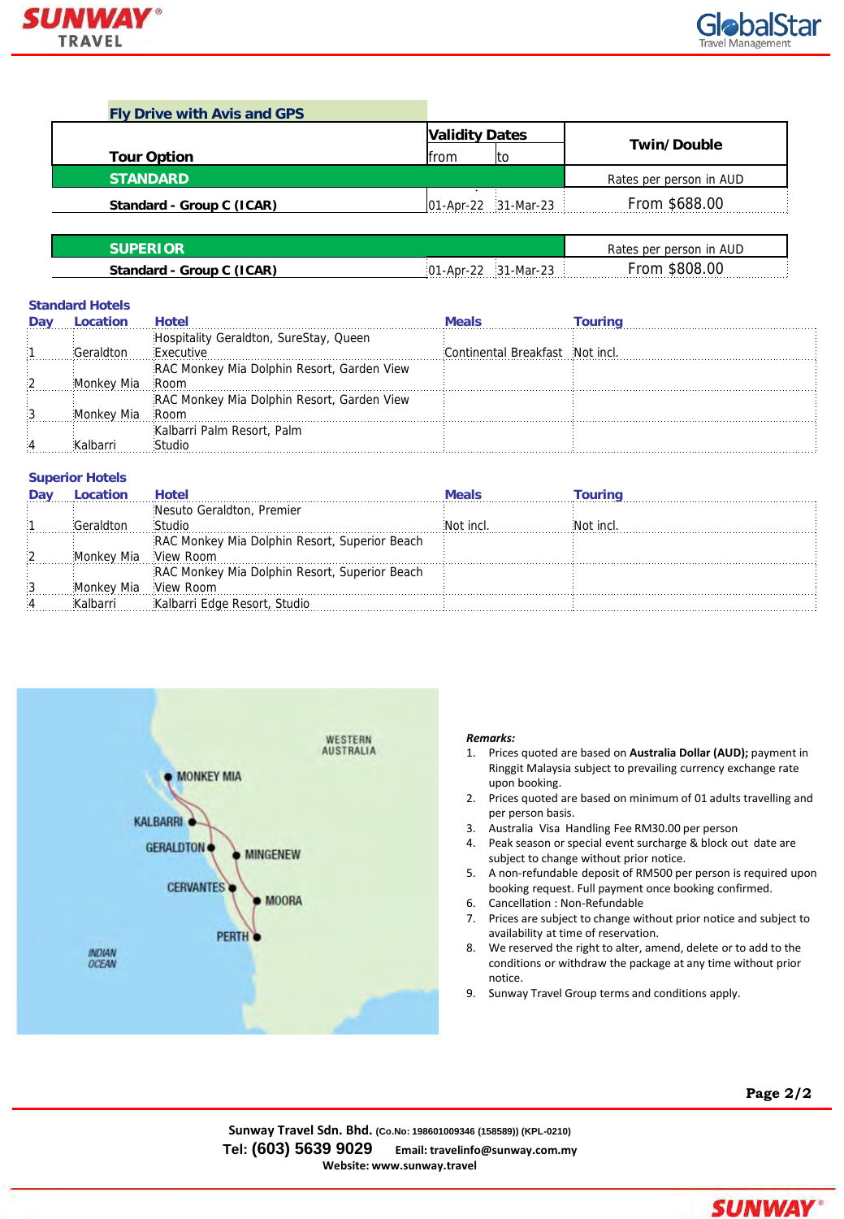**Fly Drive with Avis and GPS**

| Tour Option | Validity Dates from | to | Twin/Double |
|---|---|---|---|
| **STANDARD** | | | Rates per person in AUD |
| **Standard - Group C (ICAR)** | 01-Apr-22 | 31-Mar-23 | From $688.00 |

| | | | |
|---|---|---|---|
| **SUPERIOR** | | | Rates per person in AUD |
| **Standard - Group C (ICAR)** | 01-Apr-22 | 31-Mar-23 | From $808.00 |

**Standard Hotels**

| Day | Location | Hotel | Meals | Touring |
|---|---|---|---|---|
| 1 | Geraldton | Hospitality Geraldton, SureStay, Queen Executive | Continental Breakfast | Not incl. |
| 2 | Monkey Mia | RAC Monkey Mia Dolphin Resort, Garden View Room | | |
| 3 | Monkey Mia | RAC Monkey Mia Dolphin Resort, Garden View Room | | |
| 4 | Kalbarri | Kalbarri Palm Resort, Palm Studio | | |

**Superior Hotels**

| Day | Location | Hotel | Meals | Touring |
|---|---|---|---|---|
| 1 | Geraldton | Nesuto Geraldton, Premier Studio | Not incl. | Not incl. |
| 2 | Monkey Mia | RAC Monkey Mia Dolphin Resort, Superior Beach View Room | | |
| 3 | Monkey Mia | RAC Monkey Mia Dolphin Resort, Superior Beach View Room | | |
| 4 | Kalbarri | Kalbarri Edge Resort, Studio | | |

WESTERN AUSTRALIA
MONKEY MIA
KALBARRI
GERALDTON
MINGENEW
CERVANTES
MOORA
PERTH
INDIAN OCEAN

***Remarks:***

1. Prices quoted are based on **Australia Dollar (AUD);** payment in Ringgit Malaysia subject to prevailing currency exchange rate upon booking.
2. Prices quoted are based on minimum of 01 adults travelling and per person basis.
3. Australia Visa Handling Fee RM30.00 per person
4. Peak season or special event surcharge & block out date are subject to change without prior notice.
5. A non-refundable deposit of RM500 per person is required upon booking request. Full payment once booking confirmed.
6. Cancellation : Non-Refundable
7. Prices are subject to change without prior notice and subject to availability at time of reservation.
8. We reserved the right to alter, amend, delete or to add to the conditions or withdraw the package at any time without prior notice.
9. Sunway Travel Group terms and conditions apply.

**Sunway Travel Sdn. Bhd.** (Co.No: 198601009346 (158589)) (KPL-0210)
**Tel: (603) 5639 9029** **Email: travelinfo@sunway.com.my**
**Website: www.sunway.travel**